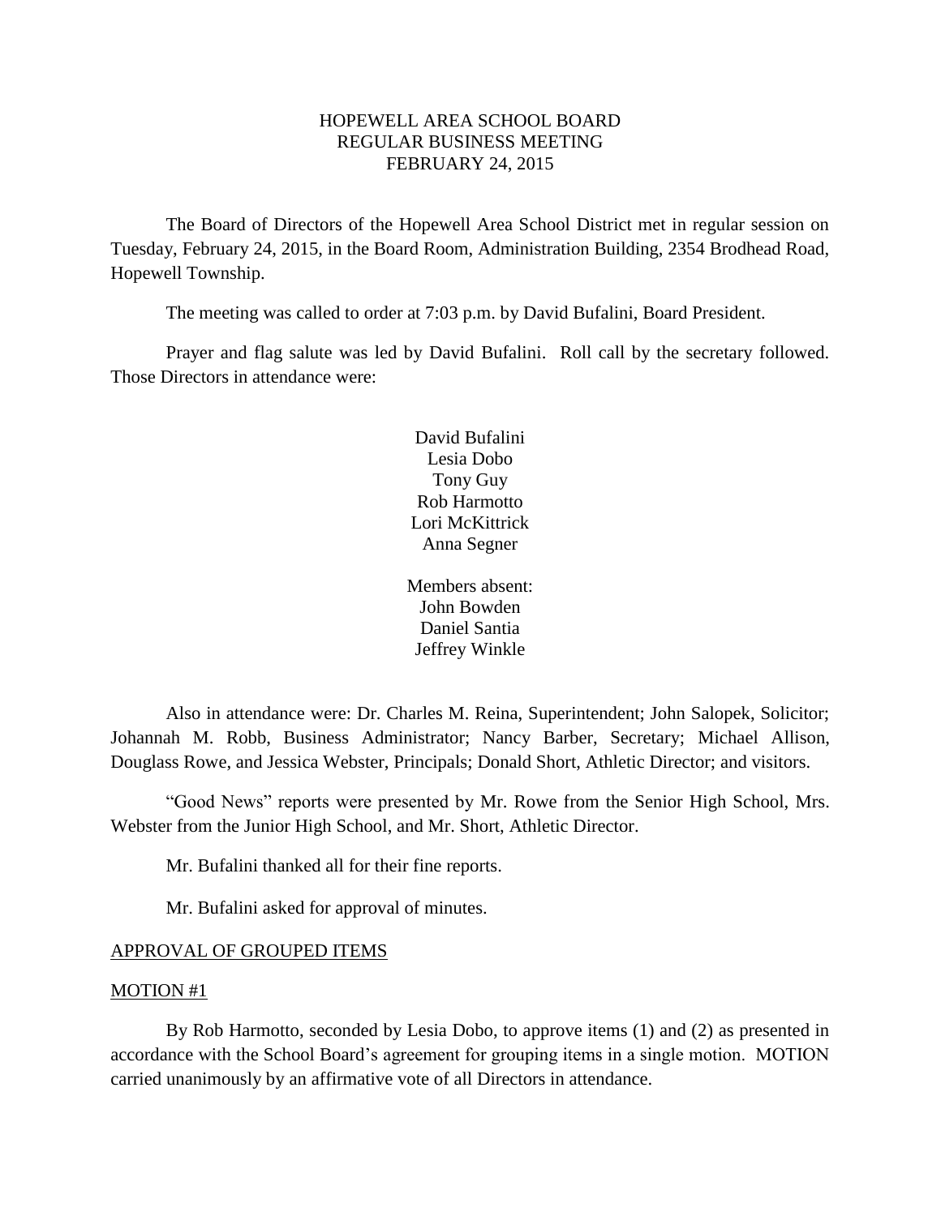# HOPEWELL AREA SCHOOL BOARD
## REGULAR BUSINESS MEETING
## FEBRUARY 24, 2015

The Board of Directors of the Hopewell Area School District met in regular session on Tuesday, February 24, 2015, in the Board Room, Administration Building, 2354 Brodhead Road, Hopewell Township.

The meeting was called to order at 7:03 p.m. by David Bufalini, Board President.

Prayer and flag salute was led by David Bufalini. Roll call by the secretary followed. Those Directors in attendance were:

David Bufalini
Lesia Dobo
Tony Guy
Rob Harmotto
Lori McKittrick
Anna Segner

Members absent:
John Bowden
Daniel Santia
Jeffrey Winkle

Also in attendance were: Dr. Charles M. Reina, Superintendent; John Salopek, Solicitor; Johannah M. Robb, Business Administrator; Nancy Barber, Secretary; Michael Allison, Douglass Rowe, and Jessica Webster, Principals; Donald Short, Athletic Director; and visitors.

"Good News" reports were presented by Mr. Rowe from the Senior High School, Mrs. Webster from the Junior High School, and Mr. Short, Athletic Director.

Mr. Bufalini thanked all for their fine reports.

Mr. Bufalini asked for approval of minutes.

APPROVAL OF GROUPED ITEMS

MOTION #1

By Rob Harmotto, seconded by Lesia Dobo, to approve items (1) and (2) as presented in accordance with the School Board's agreement for grouping items in a single motion. MOTION carried unanimously by an affirmative vote of all Directors in attendance.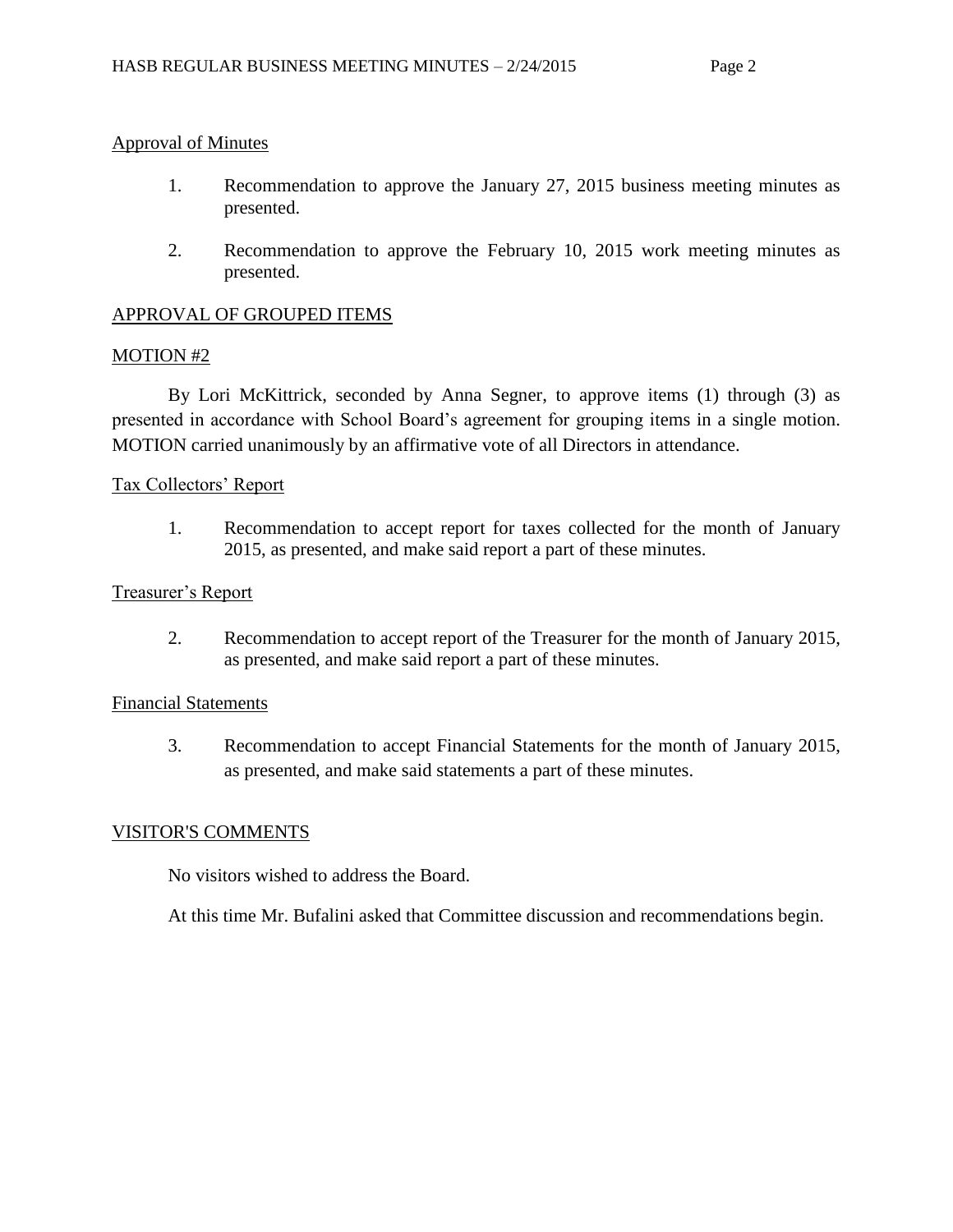Approval of Minutes

1. Recommendation to approve the January 27, 2015 business meeting minutes as presented.

2. Recommendation to approve the February 10, 2015 work meeting minutes as presented.

## APPROVAL OF GROUPED ITEMS

### MOTION #2

By Lori McKittrick, seconded by Anna Segner, to approve items (1) through (3) as presented in accordance with School Board's agreement for grouping items in a single motion. MOTION carried unanimously by an affirmative vote of all Directors in attendance.

Tax Collectors' Report

1. Recommendation to accept report for taxes collected for the month of January 2015, as presented, and make said report a part of these minutes.

Treasurer's Report

2. Recommendation to accept report of the Treasurer for the month of January 2015, as presented, and make said report a part of these minutes.

Financial Statements

3. Recommendation to accept Financial Statements for the month of January 2015, as presented, and make said statements a part of these minutes.

## VISITOR'S COMMENTS

No visitors wished to address the Board.

At this time Mr. Bufalini asked that Committee discussion and recommendations begin.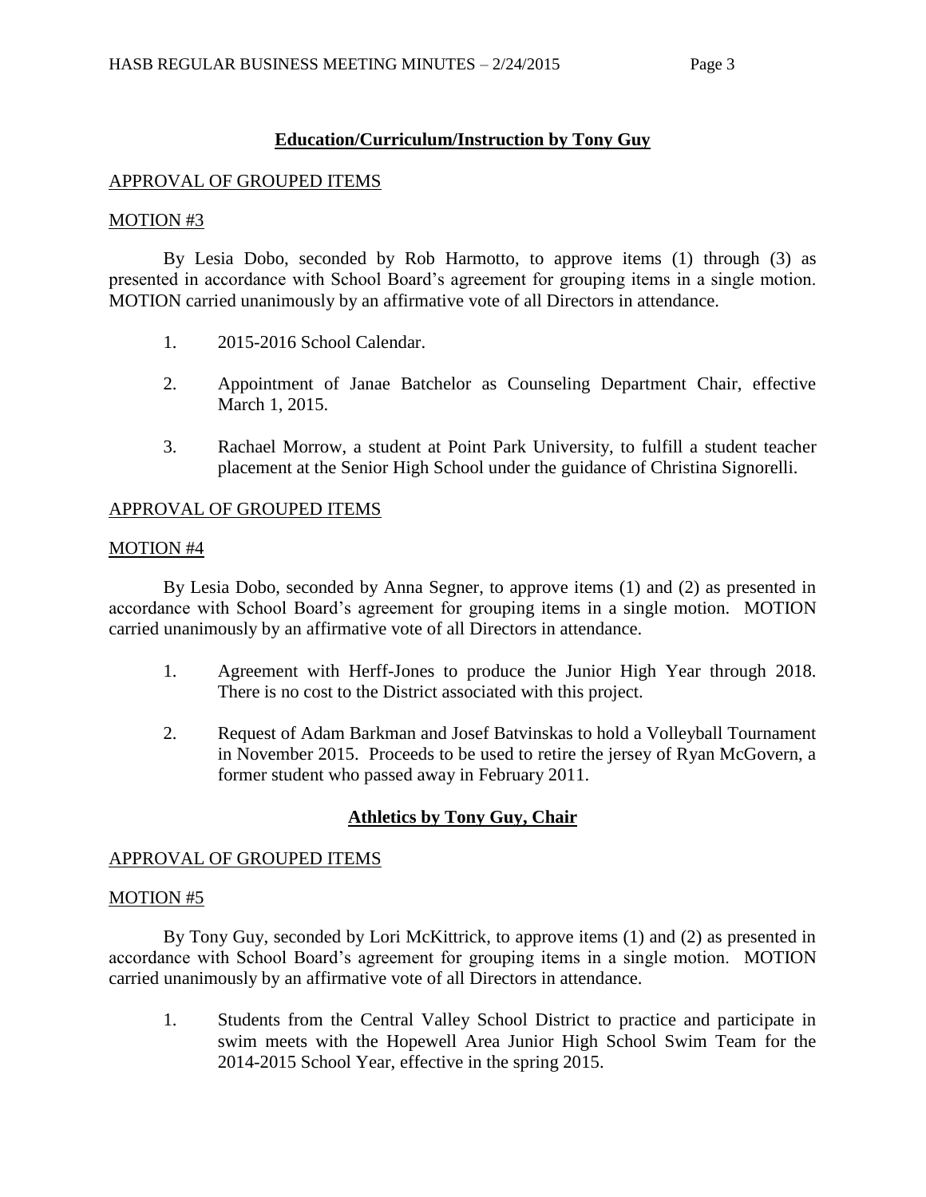## Education/Curriculum/Instruction by Tony Guy

APPROVAL OF GROUPED ITEMS

MOTION #3

By Lesia Dobo, seconded by Rob Harmotto, to approve items (1) through (3) as presented in accordance with School Board's agreement for grouping items in a single motion. MOTION carried unanimously by an affirmative vote of all Directors in attendance.

1. 2015-2016 School Calendar.

2. Appointment of Janae Batchelor as Counseling Department Chair, effective March 1, 2015.

3. Rachael Morrow, a student at Point Park University, to fulfill a student teacher placement at the Senior High School under the guidance of Christina Signorelli.

APPROVAL OF GROUPED ITEMS

MOTION #4

By Lesia Dobo, seconded by Anna Segner, to approve items (1) and (2) as presented in accordance with School Board's agreement for grouping items in a single motion. MOTION carried unanimously by an affirmative vote of all Directors in attendance.

1. Agreement with Herff-Jones to produce the Junior High Year through 2018. There is no cost to the District associated with this project.

2. Request of Adam Barkman and Josef Batvinskas to hold a Volleyball Tournament in November 2015. Proceeds to be used to retire the jersey of Ryan McGovern, a former student who passed away in February 2011.

## Athletics by Tony Guy, Chair

APPROVAL OF GROUPED ITEMS

MOTION #5

By Tony Guy, seconded by Lori McKittrick, to approve items (1) and (2) as presented in accordance with School Board's agreement for grouping items in a single motion. MOTION carried unanimously by an affirmative vote of all Directors in attendance.

1. Students from the Central Valley School District to practice and participate in swim meets with the Hopewell Area Junior High School Swim Team for the 2014-2015 School Year, effective in the spring 2015.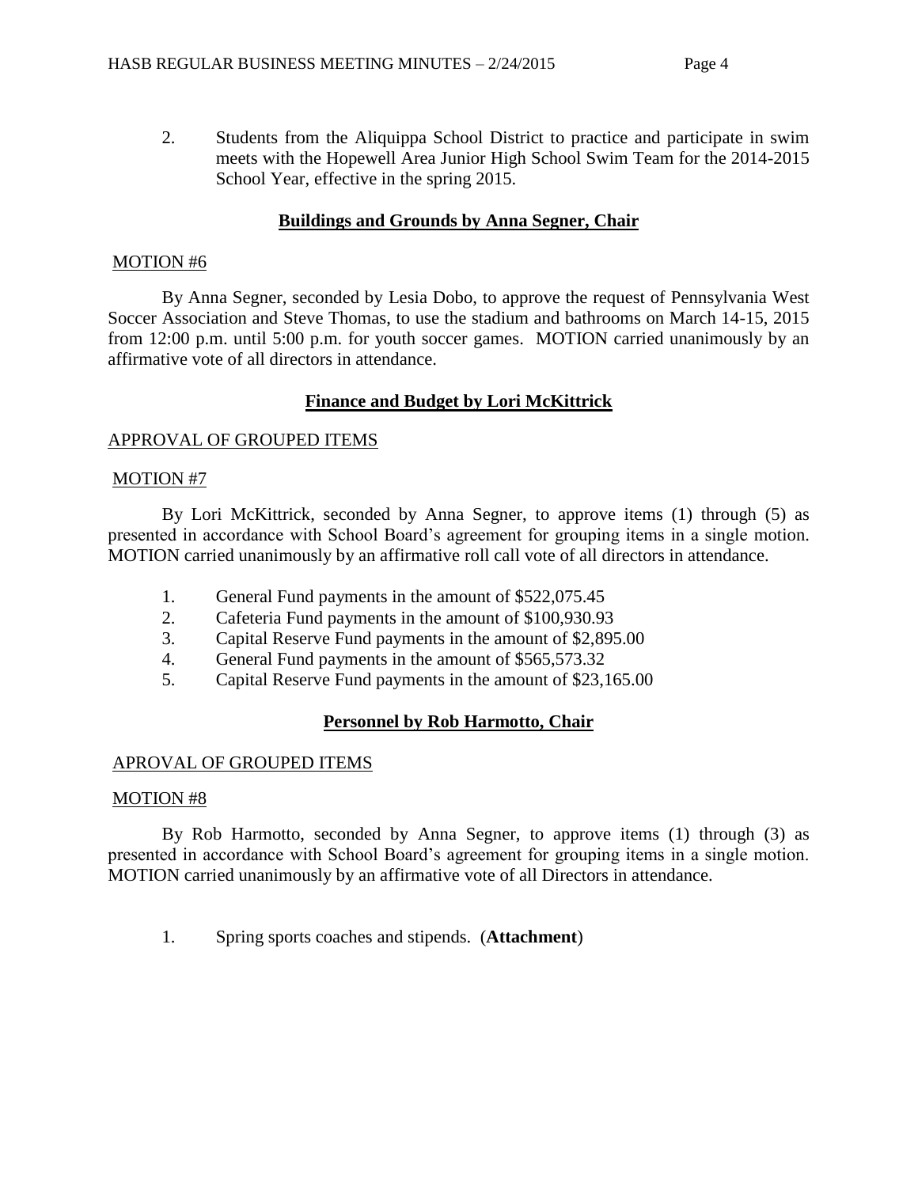2. Students from the Aliquippa School District to practice and participate in swim meets with the Hopewell Area Junior High School Swim Team for the 2014-2015 School Year, effective in the spring 2015.

## **Buildings and Grounds by Anna Segner, Chair**

MOTION #6

By Anna Segner, seconded by Lesia Dobo, to approve the request of Pennsylvania West Soccer Association and Steve Thomas, to use the stadium and bathrooms on March 14-15, 2015 from 12:00 p.m. until 5:00 p.m. for youth soccer games. MOTION carried unanimously by an affirmative vote of all directors in attendance.

## **Finance and Budget by Lori McKittrick**

APPROVAL OF GROUPED ITEMS

MOTION #7

By Lori McKittrick, seconded by Anna Segner, to approve items (1) through (5) as presented in accordance with School Board's agreement for grouping items in a single motion. MOTION carried unanimously by an affirmative roll call vote of all directors in attendance.

1. General Fund payments in the amount of $522,075.45
2. Cafeteria Fund payments in the amount of $100,930.93
3. Capital Reserve Fund payments in the amount of $2,895.00
4. General Fund payments in the amount of $565,573.32
5. Capital Reserve Fund payments in the amount of $23,165.00

## **Personnel by Rob Harmotto, Chair**

APROVAL OF GROUPED ITEMS

MOTION #8

By Rob Harmotto, seconded by Anna Segner, to approve items (1) through (3) as presented in accordance with School Board's agreement for grouping items in a single motion. MOTION carried unanimously by an affirmative vote of all Directors in attendance.

1. Spring sports coaches and stipends. (**Attachment**)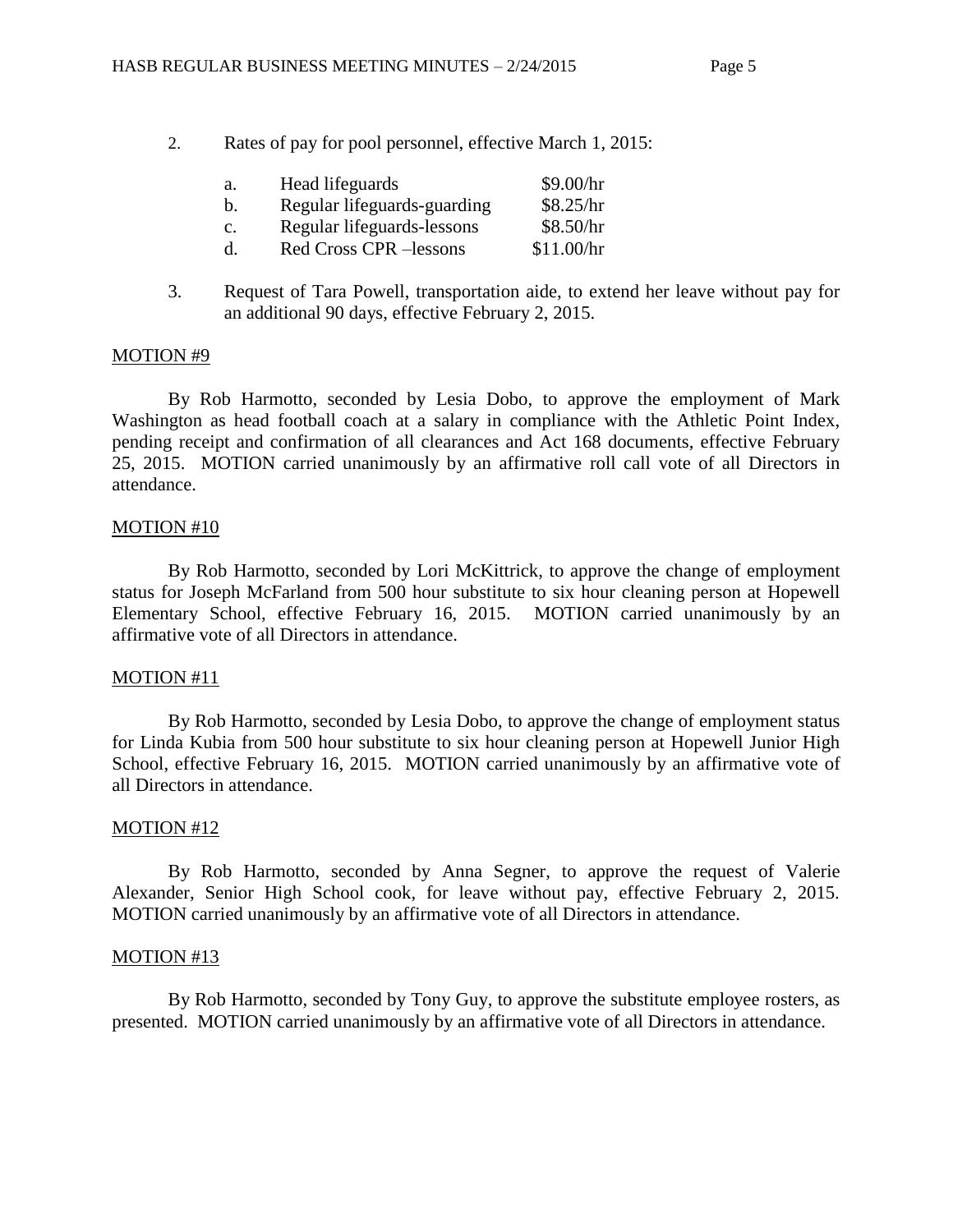2. Rates of pay for pool personnel, effective March 1, 2015:

| | | |
|---|---|---|
| a. | Head lifeguards | \$9.00/hr |
| b. | Regular lifeguards-guarding | \$8.25/hr |
| c. | Regular lifeguards-lessons | \$8.50/hr |
| d. | Red Cross CPR –lessons | \$11.00/hr |

3. Request of Tara Powell, transportation aide, to extend her leave without pay for an additional 90 days, effective February 2, 2015.

MOTION #9

By Rob Harmotto, seconded by Lesia Dobo, to approve the employment of Mark Washington as head football coach at a salary in compliance with the Athletic Point Index, pending receipt and confirmation of all clearances and Act 168 documents, effective February 25, 2015. MOTION carried unanimously by an affirmative roll call vote of all Directors in attendance.

MOTION #10

By Rob Harmotto, seconded by Lori McKittrick, to approve the change of employment status for Joseph McFarland from 500 hour substitute to six hour cleaning person at Hopewell Elementary School, effective February 16, 2015. MOTION carried unanimously by an affirmative vote of all Directors in attendance.

MOTION #11

By Rob Harmotto, seconded by Lesia Dobo, to approve the change of employment status for Linda Kubia from 500 hour substitute to six hour cleaning person at Hopewell Junior High School, effective February 16, 2015. MOTION carried unanimously by an affirmative vote of all Directors in attendance.

MOTION #12

By Rob Harmotto, seconded by Anna Segner, to approve the request of Valerie Alexander, Senior High School cook, for leave without pay, effective February 2, 2015. MOTION carried unanimously by an affirmative vote of all Directors in attendance.

MOTION #13

By Rob Harmotto, seconded by Tony Guy, to approve the substitute employee rosters, as presented. MOTION carried unanimously by an affirmative vote of all Directors in attendance.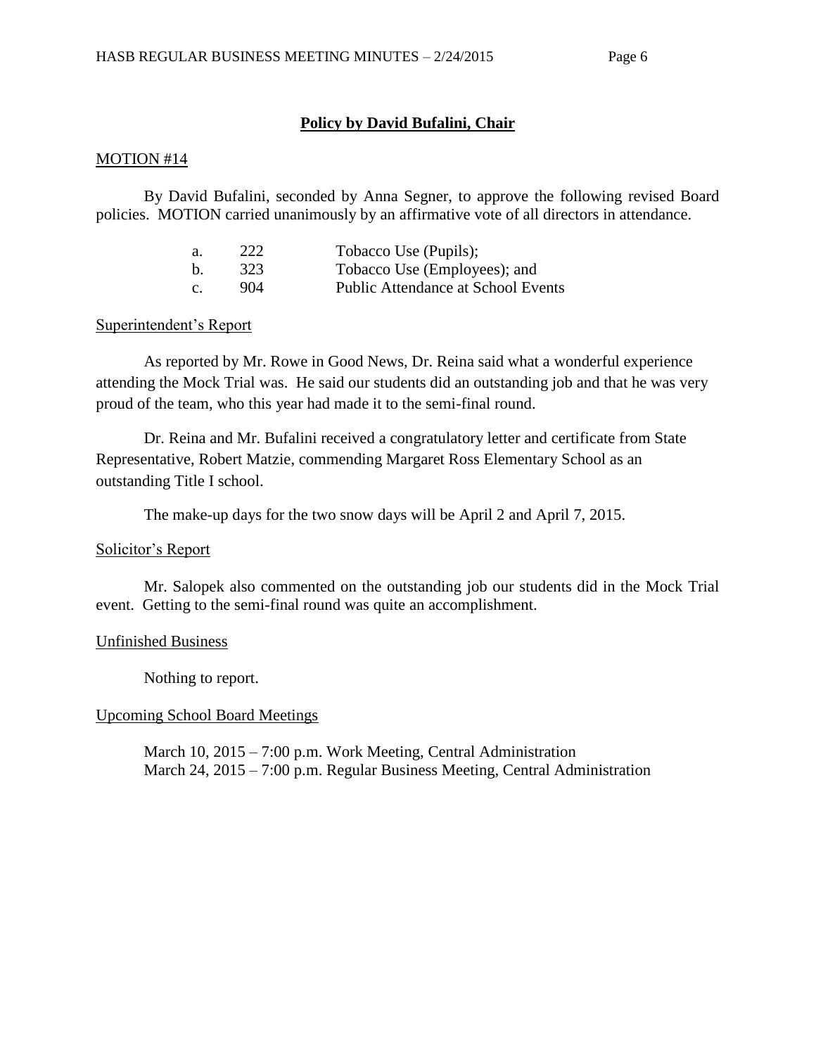## Policy by David Bufalini, Chair

MOTION #14

By David Bufalini, seconded by Anna Segner, to approve the following revised Board policies. MOTION carried unanimously by an affirmative vote of all directors in attendance.

a. 222 Tobacco Use (Pupils);
b. 323 Tobacco Use (Employees); and
c. 904 Public Attendance at School Events

Superintendent's Report

As reported by Mr. Rowe in Good News, Dr. Reina said what a wonderful experience attending the Mock Trial was. He said our students did an outstanding job and that he was very proud of the team, who this year had made it to the semi-final round.

Dr. Reina and Mr. Bufalini received a congratulatory letter and certificate from State Representative, Robert Matzie, commending Margaret Ross Elementary School as an outstanding Title I school.

The make-up days for the two snow days will be April 2 and April 7, 2015.

Solicitor's Report

Mr. Salopek also commented on the outstanding job our students did in the Mock Trial event. Getting to the semi-final round was quite an accomplishment.

Unfinished Business

Nothing to report.

Upcoming School Board Meetings

March 10, 2015 – 7:00 p.m. Work Meeting, Central Administration
March 24, 2015 – 7:00 p.m. Regular Business Meeting, Central Administration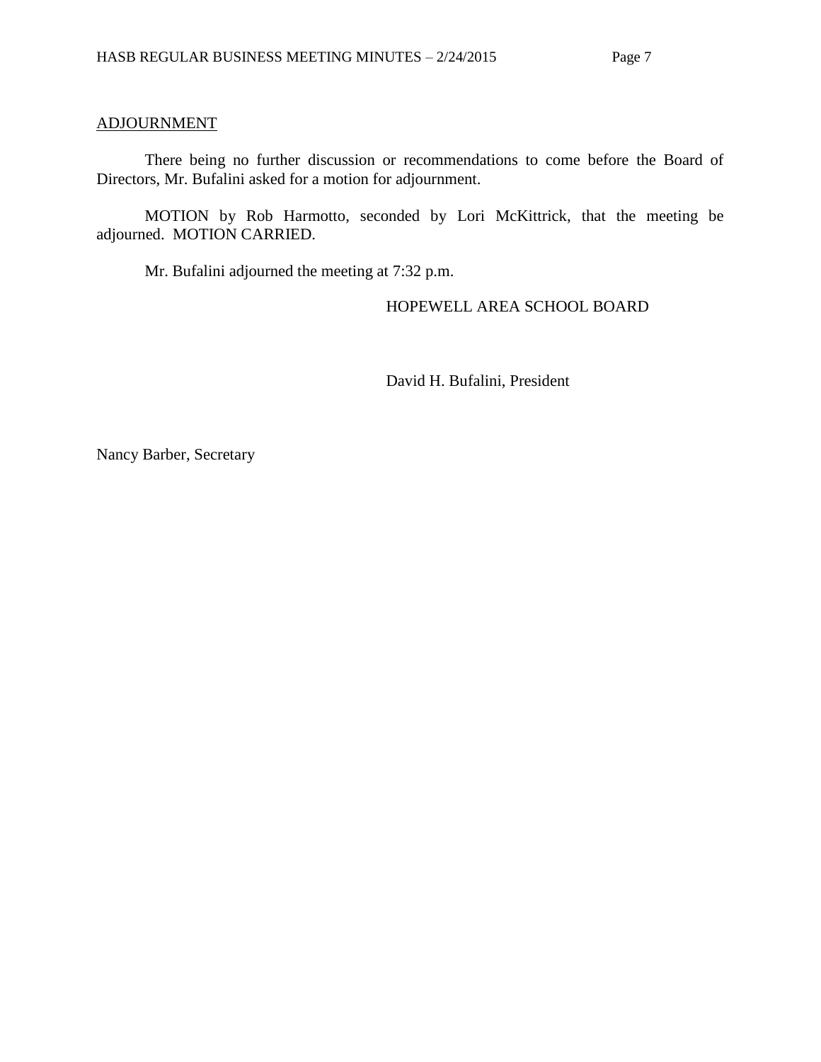ADJOURNMENT

There being no further discussion or recommendations to come before the Board of Directors, Mr. Bufalini asked for a motion for adjournment.

MOTION by Rob Harmotto, seconded by Lori McKittrick, that the meeting be adjourned. MOTION CARRIED.

Mr. Bufalini adjourned the meeting at 7:32 p.m.

HOPEWELL AREA SCHOOL BOARD

David H. Bufalini, President

Nancy Barber, Secretary